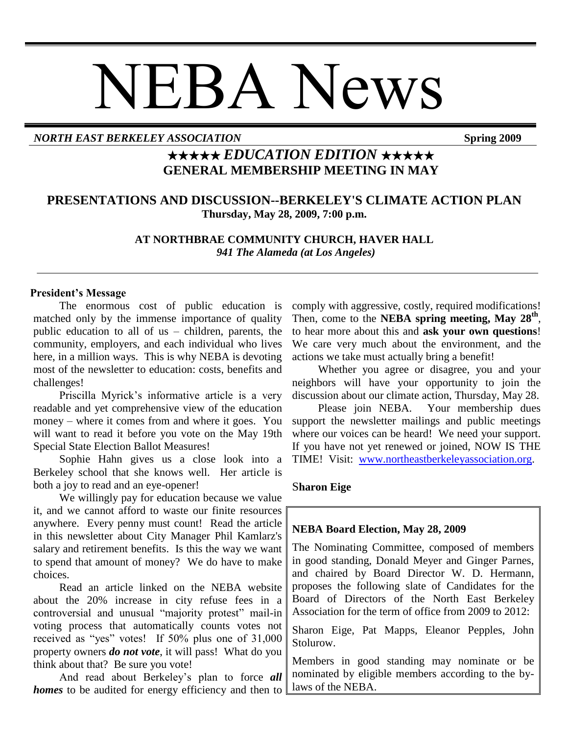# NEBA News

***NORTH EAST BERKELEY ASSOCIATION*** **Spring 2009**

## ★★★★★ *EDUCATION EDITION* ★★★★★

## GENERAL MEMBERSHIP MEETING IN MAY

## PRESENTATIONS AND DISCUSSION--BERKELEY'S CLIMATE ACTION PLAN

**Thursday, May 28, 2009, 7:00 p.m.**

**AT NORTHBRAE COMMUNITY CHURCH, HAVER HALL**

*941 The Alameda (at Los Angeles)*

---

### President's Message

The enormous cost of public education is matched only by the immense importance of quality public education to all of us – children, parents, the community, employers, and each individual who lives here, in a million ways. This is why NEBA is devoting most of the newsletter to education: costs, benefits and challenges!

Priscilla Myrick's informative article is a very readable and yet comprehensive view of the education money – where it comes from and where it goes. You will want to read it before you vote on the May 19th Special State Election Ballot Measures!

Sophie Hahn gives us a close look into a Berkeley school that she knows well. Her article is both a joy to read and an eye-opener!

We willingly pay for education because we value it, and we cannot afford to waste our finite resources anywhere. Every penny must count! Read the article in this newsletter about City Manager Phil Kamlarz's salary and retirement benefits. Is this the way we want to spend that amount of money? We do have to make choices.

Read an article linked on the NEBA website about the 20% increase in city refuse fees in a controversial and unusual "majority protest" mail-in voting process that automatically counts votes not received as "yes" votes! If 50% plus one of 31,000 property owners ***do not vote***, it will pass! What do you think about that? Be sure you vote!

And read about Berkeley's plan to force ***all homes*** to be audited for energy efficiency and then to comply with aggressive, costly, required modifications! Then, come to the **NEBA spring meeting, May 28th**, to hear more about this and **ask your own questions**! We care very much about the environment, and the actions we take must actually bring a benefit!

Whether you agree or disagree, you and your neighbors will have your opportunity to join the discussion about our climate action, Thursday, May 28.

Please join NEBA. Your membership dues support the newsletter mailings and public meetings where our voices can be heard! We need your support. If you have not yet renewed or joined, NOW IS THE TIME! Visit: www.northeastberkeleyassociation.org.

**Sharon Eige**

---

### NEBA Board Election, May 28, 2009

The Nominating Committee, composed of members in good standing, Donald Meyer and Ginger Parnes, and chaired by Board Director W. D. Hermann, proposes the following slate of Candidates for the Board of Directors of the North East Berkeley Association for the term of office from 2009 to 2012:

Sharon Eige, Pat Mapps, Eleanor Pepples, John Stolurow.

Members in good standing may nominate or be nominated by eligible members according to the by-laws of the NEBA.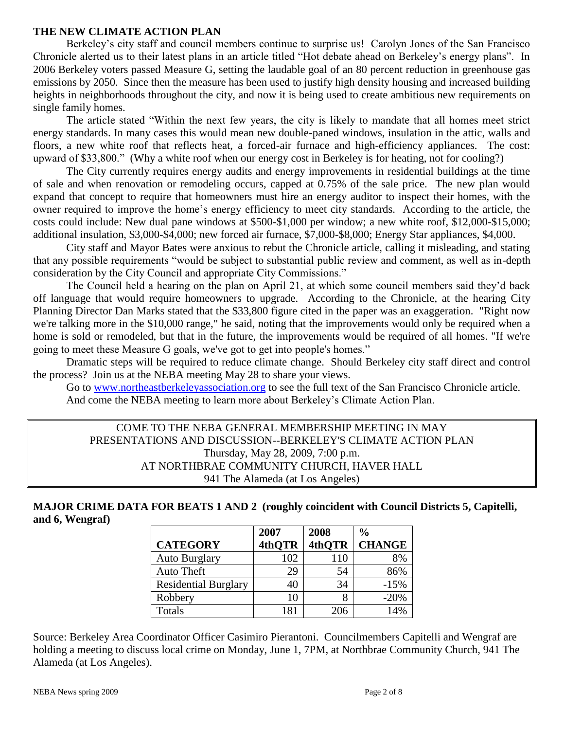## THE NEW CLIMATE ACTION PLAN

Berkeley's city staff and council members continue to surprise us! Carolyn Jones of the San Francisco Chronicle alerted us to their latest plans in an article titled "Hot debate ahead on Berkeley's energy plans". In 2006 Berkeley voters passed Measure G, setting the laudable goal of an 80 percent reduction in greenhouse gas emissions by 2050. Since then the measure has been used to justify high density housing and increased building heights in neighborhoods throughout the city, and now it is being used to create ambitious new requirements on single family homes.

The article stated "Within the next few years, the city is likely to mandate that all homes meet strict energy standards. In many cases this would mean new double-paned windows, insulation in the attic, walls and floors, a new white roof that reflects heat, a forced-air furnace and high-efficiency appliances. The cost: upward of $33,800." (Why a white roof when our energy cost in Berkeley is for heating, not for cooling?)

The City currently requires energy audits and energy improvements in residential buildings at the time of sale and when renovation or remodeling occurs, capped at 0.75% of the sale price. The new plan would expand that concept to require that homeowners must hire an energy auditor to inspect their homes, with the owner required to improve the home's energy efficiency to meet city standards. According to the article, the costs could include: New dual pane windows at $500-$1,000 per window; a new white roof, $12,000-$15,000; additional insulation, $3,000-$4,000; new forced air furnace, $7,000-$8,000; Energy Star appliances, $4,000.

City staff and Mayor Bates were anxious to rebut the Chronicle article, calling it misleading, and stating that any possible requirements "would be subject to substantial public review and comment, as well as in-depth consideration by the City Council and appropriate City Commissions."

The Council held a hearing on the plan on April 21, at which some council members said they'd back off language that would require homeowners to upgrade. According to the Chronicle, at the hearing City Planning Director Dan Marks stated that the $33,800 figure cited in the paper was an exaggeration. "Right now we're talking more in the $10,000 range," he said, noting that the improvements would only be required when a home is sold or remodeled, but that in the future, the improvements would be required of all homes. "If we're going to meet these Measure G goals, we've got to get into people's homes."

Dramatic steps will be required to reduce climate change. Should Berkeley city staff direct and control the process? Join us at the NEBA meeting May 28 to share your views.

Go to www.northeastberkeleyassociation.org to see the full text of the San Francisco Chronicle article.
And come the NEBA meeting to learn more about Berkeley's Climate Action Plan.

COME TO THE NEBA GENERAL MEMBERSHIP MEETING IN MAY
PRESENTATIONS AND DISCUSSION--BERKELEY'S CLIMATE ACTION PLAN
Thursday, May 28, 2009, 7:00 p.m.
AT NORTHBRAE COMMUNITY CHURCH, HAVER HALL
941 The Alameda (at Los Angeles)

**MAJOR CRIME DATA FOR BEATS 1 AND 2 (roughly coincident with Council Districts 5, Capitelli, and 6, Wengraf)**

| CATEGORY | 2007 4thQTR | 2008 4thQTR | % CHANGE |
|---|---|---|---|
| Auto Burglary | 102 | 110 | 8% |
| Auto Theft | 29 | 54 | 86% |
| Residential Burglary | 40 | 34 | -15% |
| Robbery | 10 | 8 | -20% |
| Totals | 181 | 206 | 14% |

Source: Berkeley Area Coordinator Officer Casimiro Pierantoni. Councilmembers Capitelli and Wengraf are holding a meeting to discuss local crime on Monday, June 1, 7PM, at Northbrae Community Church, 941 The Alameda (at Los Angeles).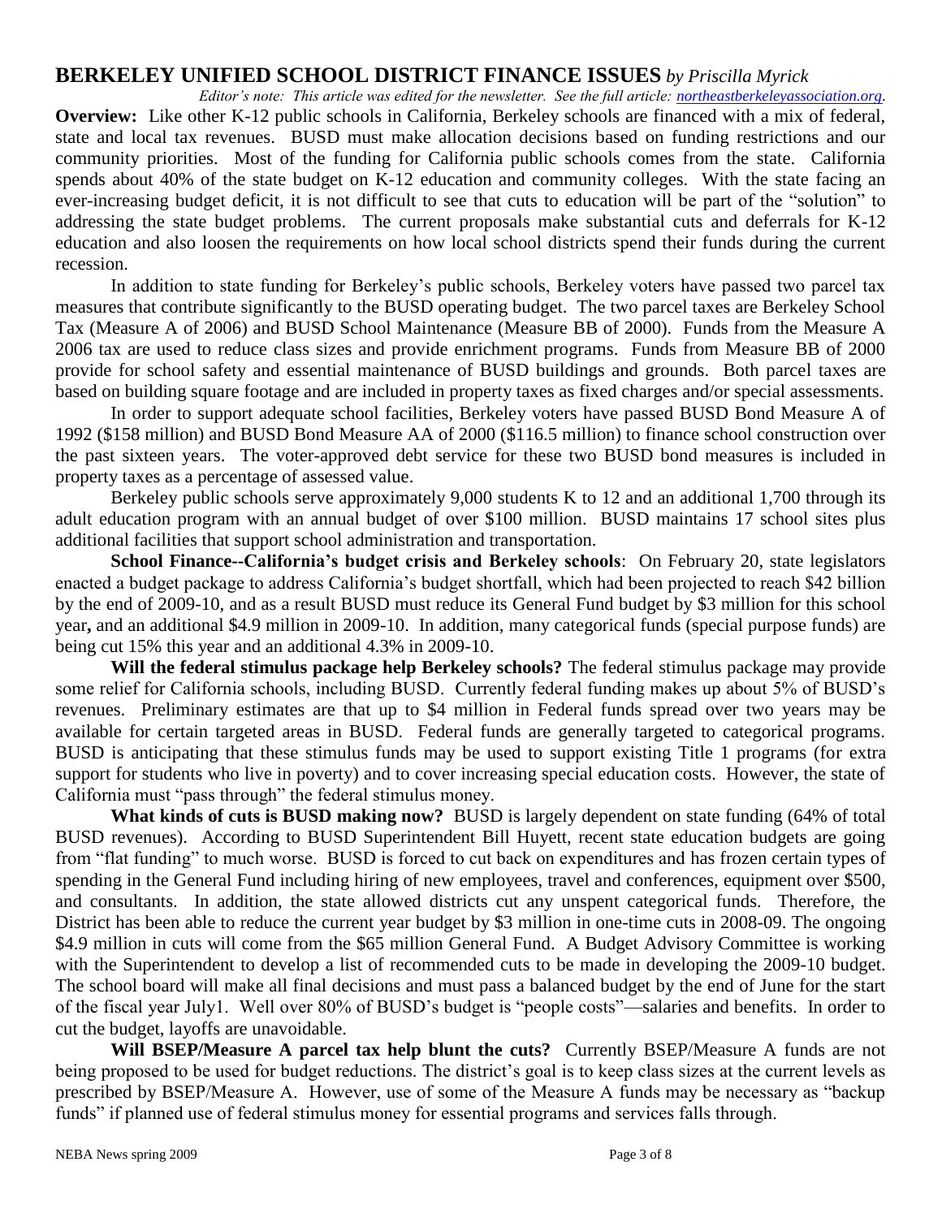## BERKELEY UNIFIED SCHOOL DISTRICT FINANCE ISSUES *by Priscilla Myrick*

*Editor's note: This article was edited for the newsletter. See the full article: northeastberkeleyassociation.org.*

**Overview:** Like other K-12 public schools in California, Berkeley schools are financed with a mix of federal, state and local tax revenues. BUSD must make allocation decisions based on funding restrictions and our community priorities. Most of the funding for California public schools comes from the state. California spends about 40% of the state budget on K-12 education and community colleges. With the state facing an ever-increasing budget deficit, it is not difficult to see that cuts to education will be part of the "solution" to addressing the state budget problems. The current proposals make substantial cuts and deferrals for K-12 education and also loosen the requirements on how local school districts spend their funds during the current recession.

In addition to state funding for Berkeley's public schools, Berkeley voters have passed two parcel tax measures that contribute significantly to the BUSD operating budget. The two parcel taxes are Berkeley School Tax (Measure A of 2006) and BUSD School Maintenance (Measure BB of 2000). Funds from the Measure A 2006 tax are used to reduce class sizes and provide enrichment programs. Funds from Measure BB of 2000 provide for school safety and essential maintenance of BUSD buildings and grounds. Both parcel taxes are based on building square footage and are included in property taxes as fixed charges and/or special assessments.

In order to support adequate school facilities, Berkeley voters have passed BUSD Bond Measure A of 1992 ($158 million) and BUSD Bond Measure AA of 2000 ($116.5 million) to finance school construction over the past sixteen years. The voter-approved debt service for these two BUSD bond measures is included in property taxes as a percentage of assessed value.

Berkeley public schools serve approximately 9,000 students K to 12 and an additional 1,700 through its adult education program with an annual budget of over $100 million. BUSD maintains 17 school sites plus additional facilities that support school administration and transportation.

**School Finance--California's budget crisis and Berkeley schools**: On February 20, state legislators enacted a budget package to address California's budget shortfall, which had been projected to reach $42 billion by the end of 2009-10, and as a result BUSD must reduce its General Fund budget by $3 million for this school year**,** and an additional $4.9 million in 2009-10. In addition, many categorical funds (special purpose funds) are being cut 15% this year and an additional 4.3% in 2009-10.

**Will the federal stimulus package help Berkeley schools?** The federal stimulus package may provide some relief for California schools, including BUSD. Currently federal funding makes up about 5% of BUSD's revenues. Preliminary estimates are that up to $4 million in Federal funds spread over two years may be available for certain targeted areas in BUSD. Federal funds are generally targeted to categorical programs. BUSD is anticipating that these stimulus funds may be used to support existing Title 1 programs (for extra support for students who live in poverty) and to cover increasing special education costs. However, the state of California must "pass through" the federal stimulus money.

**What kinds of cuts is BUSD making now?** BUSD is largely dependent on state funding (64% of total BUSD revenues). According to BUSD Superintendent Bill Huyett, recent state education budgets are going from "flat funding" to much worse. BUSD is forced to cut back on expenditures and has frozen certain types of spending in the General Fund including hiring of new employees, travel and conferences, equipment over $500, and consultants. In addition, the state allowed districts cut any unspent categorical funds. Therefore, the District has been able to reduce the current year budget by $3 million in one-time cuts in 2008-09. The ongoing $4.9 million in cuts will come from the $65 million General Fund. A Budget Advisory Committee is working with the Superintendent to develop a list of recommended cuts to be made in developing the 2009-10 budget. The school board will make all final decisions and must pass a balanced budget by the end of June for the start of the fiscal year July1. Well over 80% of BUSD's budget is "people costs"—salaries and benefits. In order to cut the budget, layoffs are unavoidable.

**Will BSEP/Measure A parcel tax help blunt the cuts?** Currently BSEP/Measure A funds are not being proposed to be used for budget reductions. The district's goal is to keep class sizes at the current levels as prescribed by BSEP/Measure A. However, use of some of the Measure A funds may be necessary as "backup funds" if planned use of federal stimulus money for essential programs and services falls through.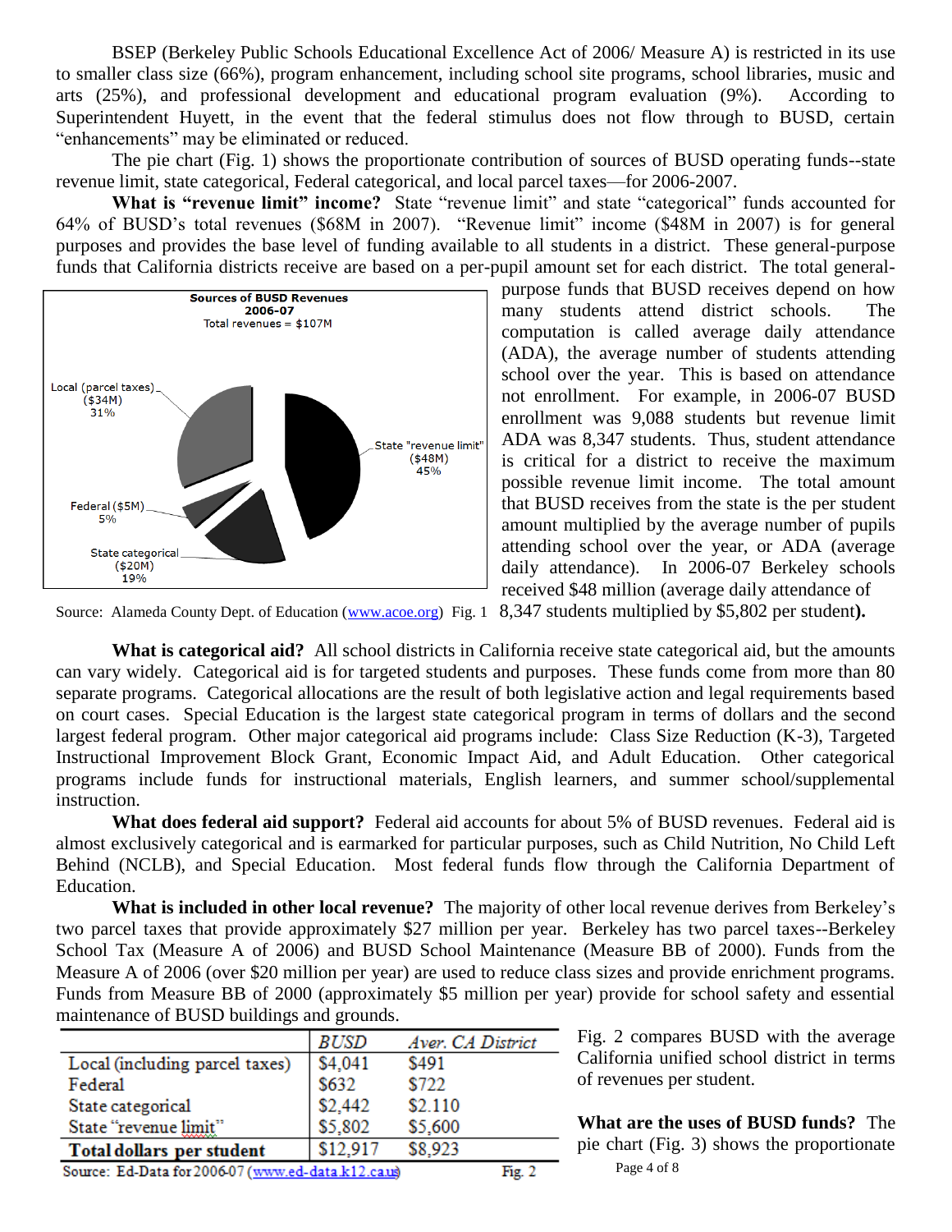BSEP (Berkeley Public Schools Educational Excellence Act of 2006/ Measure A) is restricted in its use to smaller class size (66%), program enhancement, including school site programs, school libraries, music and arts (25%), and professional development and educational program evaluation (9%). According to Superintendent Huyett, in the event that the federal stimulus does not flow through to BUSD, certain "enhancements" may be eliminated or reduced.

The pie chart (Fig. 1) shows the proportionate contribution of sources of BUSD operating funds--state revenue limit, state categorical, Federal categorical, and local parcel taxes—for 2006-2007.

**What is "revenue limit" income?** State "revenue limit" and state "categorical" funds accounted for 64% of BUSD's total revenues ($68M in 2007). "Revenue limit" income ($48M in 2007) is for general purposes and provides the base level of funding available to all students in a district. These general-purpose funds that California districts receive are based on a per-pupil amount set for each district. The total general-purpose funds that BUSD receives depend on how many students attend district schools. The computation is called average daily attendance (ADA), the average number of students attending school over the year. This is based on attendance not enrollment. For example, in 2006-07 BUSD enrollment was 9,088 students but revenue limit ADA was 8,347 students. Thus, student attendance is critical for a district to receive the maximum possible revenue limit income. The total amount that BUSD receives from the state is the per student amount multiplied by the average number of pupils attending school over the year, or ADA (average daily attendance). In 2006-07 Berkeley schools received $48 million (average daily attendance of 8,347 students multiplied by $5,802 per student**).**

**Sources of BUSD Revenues 2006-07**
Total revenues = $107M

- State "revenue limit" ($48M) 45%
- State categorical ($20M) 19%
- Federal ($5M) 5%
- Local (parcel taxes) ($34M) 31%

Source: Alameda County Dept. of Education (www.acoe.org) Fig. 1

**What is categorical aid?** All school districts in California receive state categorical aid, but the amounts can vary widely. Categorical aid is for targeted students and purposes. These funds come from more than 80 separate programs. Categorical allocations are the result of both legislative action and legal requirements based on court cases. Special Education is the largest state categorical program in terms of dollars and the second largest federal program. Other major categorical aid programs include: Class Size Reduction (K-3), Targeted Instructional Improvement Block Grant, Economic Impact Aid, and Adult Education. Other categorical programs include funds for instructional materials, English learners, and summer school/supplemental instruction.

**What does federal aid support?** Federal aid accounts for about 5% of BUSD revenues. Federal aid is almost exclusively categorical and is earmarked for particular purposes, such as Child Nutrition, No Child Left Behind (NCLB), and Special Education. Most federal funds flow through the California Department of Education.

**What is included in other local revenue?** The majority of other local revenue derives from Berkeley's two parcel taxes that provide approximately $27 million per year. Berkeley has two parcel taxes--Berkeley School Tax (Measure A of 2006) and BUSD School Maintenance (Measure BB of 2000). Funds from the Measure A of 2006 (over $20 million per year) are used to reduce class sizes and provide enrichment programs. Funds from Measure BB of 2000 (approximately $5 million per year) provide for school safety and essential maintenance of BUSD buildings and grounds.

| | *BUSD* | *Aver. CA District* |
|---|---|---|
| Local (including parcel taxes) | $4,041 | $491 |
| Federal | $632 | $722 |
| State categorical | $2,442 | $2.110 |
| State "revenue limit" | $5,802 | $5,600 |
| **Total dollars per student** | $12,917 | $8,923 |

Source: Ed-Data for 2006-07 (www.ed-data.k12.ca.us) Fig. 2

Fig. 2 compares BUSD with the average California unified school district in terms of revenues per student.

**What are the uses of BUSD funds?** The pie chart (Fig. 3) shows the proportionate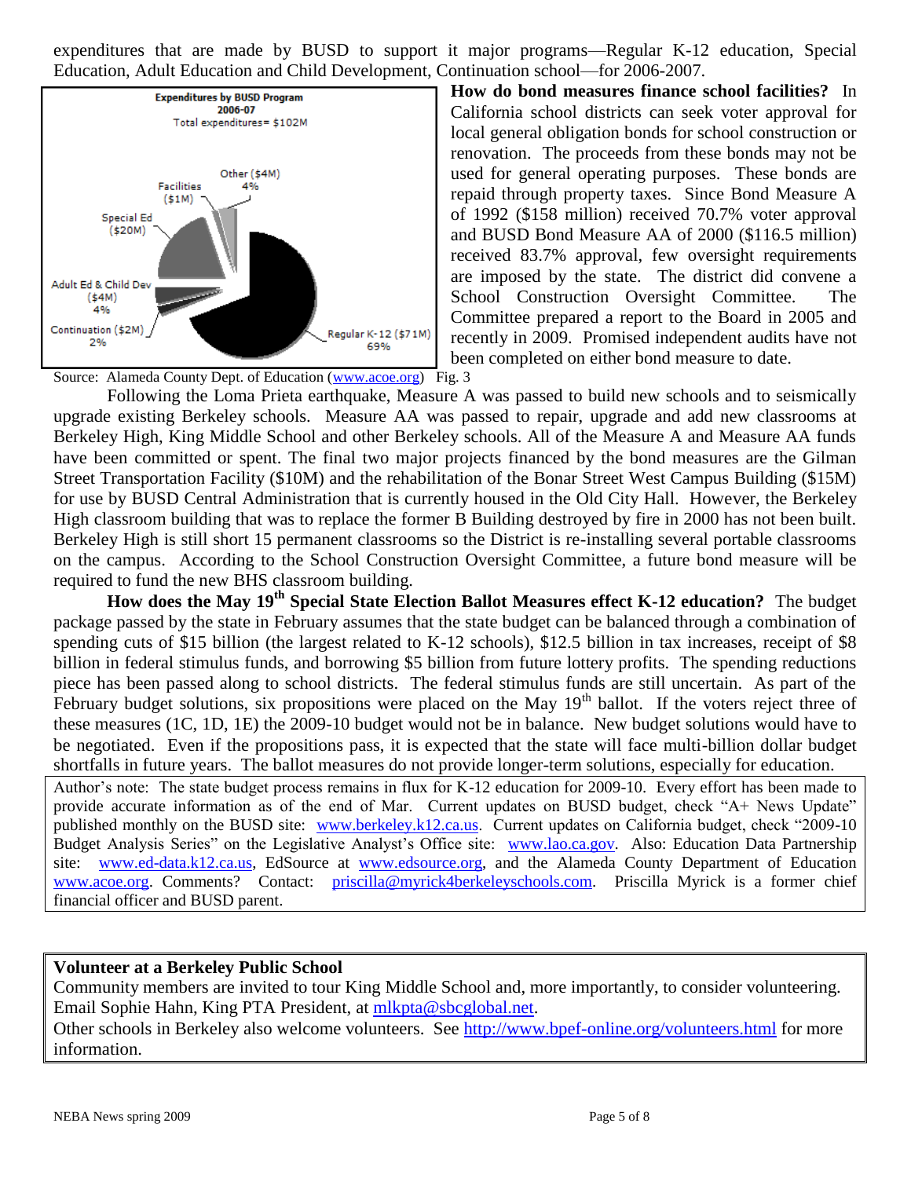expenditures that are made by BUSD to support it major programs—Regular K-12 education, Special Education, Adult Education and Child Development, Continuation school—for 2006-2007.

**Expenditures by BUSD Program 2006-07**
Total expenditures= $102M

- Regular K-12 ($71M) 69%
- Special Ed ($20M)
- Facilities ($1M)
- Other ($4M) 4%
- Adult Ed & Child Dev ($4M) 4%
- Continuation ($2M) 2%

Source: Alameda County Dept. of Education (www.acoe.org) Fig. 3

**How do bond measures finance school facilities?** In California school districts can seek voter approval for local general obligation bonds for school construction or renovation. The proceeds from these bonds may not be used for general operating purposes. These bonds are repaid through property taxes. Since Bond Measure A of 1992 ($158 million) received 70.7% voter approval and BUSD Bond Measure AA of 2000 ($116.5 million) received 83.7% approval, few oversight requirements are imposed by the state. The district did convene a School Construction Oversight Committee. The Committee prepared a report to the Board in 2005 and recently in 2009. Promised independent audits have not been completed on either bond measure to date.

Following the Loma Prieta earthquake, Measure A was passed to build new schools and to seismically upgrade existing Berkeley schools. Measure AA was passed to repair, upgrade and add new classrooms at Berkeley High, King Middle School and other Berkeley schools. All of the Measure A and Measure AA funds have been committed or spent. The final two major projects financed by the bond measures are the Gilman Street Transportation Facility ($10M) and the rehabilitation of the Bonar Street West Campus Building ($15M) for use by BUSD Central Administration that is currently housed in the Old City Hall. However, the Berkeley High classroom building that was to replace the former B Building destroyed by fire in 2000 has not been built. Berkeley High is still short 15 permanent classrooms so the District is re-installing several portable classrooms on the campus. According to the School Construction Oversight Committee, a future bond measure will be required to fund the new BHS classroom building.

**How does the May 19th Special State Election Ballot Measures effect K-12 education?** The budget package passed by the state in February assumes that the state budget can be balanced through a combination of spending cuts of $15 billion (the largest related to K-12 schools), $12.5 billion in tax increases, receipt of $8 billion in federal stimulus funds, and borrowing $5 billion from future lottery profits. The spending reductions piece has been passed along to school districts. The federal stimulus funds are still uncertain. As part of the February budget solutions, six propositions were placed on the May 19th ballot. If the voters reject three of these measures (1C, 1D, 1E) the 2009-10 budget would not be in balance. New budget solutions would have to be negotiated. Even if the propositions pass, it is expected that the state will face multi-billion dollar budget shortfalls in future years. The ballot measures do not provide longer-term solutions, especially for education.

Author's note: The state budget process remains in flux for K-12 education for 2009-10. Every effort has been made to provide accurate information as of the end of Mar. Current updates on BUSD budget, check "A+ News Update" published monthly on the BUSD site: www.berkeley.k12.ca.us. Current updates on California budget, check "2009-10 Budget Analysis Series" on the Legislative Analyst's Office site: www.lao.ca.gov. Also: Education Data Partnership site: www.ed-data.k12.ca.us, EdSource at www.edsource.org, and the Alameda County Department of Education www.acoe.org. Comments? Contact: priscilla@myrick4berkeleyschools.com. Priscilla Myrick is a former chief financial officer and BUSD parent.

**Volunteer at a Berkeley Public School**

Community members are invited to tour King Middle School and, more importantly, to consider volunteering. Email Sophie Hahn, King PTA President, at mlkpta@sbcglobal.net.

Other schools in Berkeley also welcome volunteers. See http://www.bpef-online.org/volunteers.html for more information.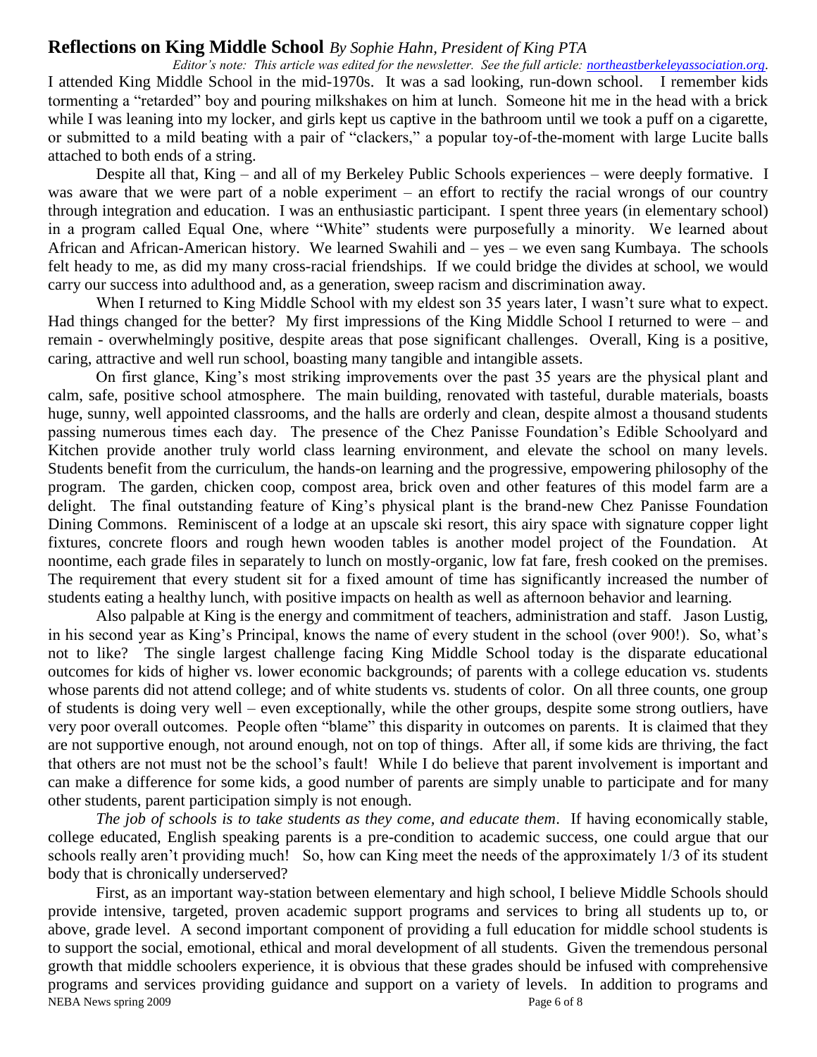## Reflections on King Middle School *By Sophie Hahn, President of King PTA*

*Editor's note: This article was edited for the newsletter. See the full article: northeastberkeleyassociation.org.*

I attended King Middle School in the mid-1970s. It was a sad looking, run-down school. I remember kids tormenting a "retarded" boy and pouring milkshakes on him at lunch. Someone hit me in the head with a brick while I was leaning into my locker, and girls kept us captive in the bathroom until we took a puff on a cigarette, or submitted to a mild beating with a pair of "clackers," a popular toy-of-the-moment with large Lucite balls attached to both ends of a string.

Despite all that, King – and all of my Berkeley Public Schools experiences – were deeply formative. I was aware that we were part of a noble experiment – an effort to rectify the racial wrongs of our country through integration and education. I was an enthusiastic participant. I spent three years (in elementary school) in a program called Equal One, where "White" students were purposefully a minority. We learned about African and African-American history. We learned Swahili and – yes – we even sang Kumbaya. The schools felt heady to me, as did my many cross-racial friendships. If we could bridge the divides at school, we would carry our success into adulthood and, as a generation, sweep racism and discrimination away.

When I returned to King Middle School with my eldest son 35 years later, I wasn't sure what to expect. Had things changed for the better? My first impressions of the King Middle School I returned to were – and remain - overwhelmingly positive, despite areas that pose significant challenges. Overall, King is a positive, caring, attractive and well run school, boasting many tangible and intangible assets.

On first glance, King's most striking improvements over the past 35 years are the physical plant and calm, safe, positive school atmosphere. The main building, renovated with tasteful, durable materials, boasts huge, sunny, well appointed classrooms, and the halls are orderly and clean, despite almost a thousand students passing numerous times each day. The presence of the Chez Panisse Foundation's Edible Schoolyard and Kitchen provide another truly world class learning environment, and elevate the school on many levels. Students benefit from the curriculum, the hands-on learning and the progressive, empowering philosophy of the program. The garden, chicken coop, compost area, brick oven and other features of this model farm are a delight. The final outstanding feature of King's physical plant is the brand-new Chez Panisse Foundation Dining Commons. Reminiscent of a lodge at an upscale ski resort, this airy space with signature copper light fixtures, concrete floors and rough hewn wooden tables is another model project of the Foundation. At noontime, each grade files in separately to lunch on mostly-organic, low fat fare, fresh cooked on the premises. The requirement that every student sit for a fixed amount of time has significantly increased the number of students eating a healthy lunch, with positive impacts on health as well as afternoon behavior and learning.

Also palpable at King is the energy and commitment of teachers, administration and staff. Jason Lustig, in his second year as King's Principal, knows the name of every student in the school (over 900!). So, what's not to like? The single largest challenge facing King Middle School today is the disparate educational outcomes for kids of higher vs. lower economic backgrounds; of parents with a college education vs. students whose parents did not attend college; and of white students vs. students of color. On all three counts, one group of students is doing very well – even exceptionally, while the other groups, despite some strong outliers, have very poor overall outcomes. People often "blame" this disparity in outcomes on parents. It is claimed that they are not supportive enough, not around enough, not on top of things. After all, if some kids are thriving, the fact that others are not must not be the school's fault! While I do believe that parent involvement is important and can make a difference for some kids, a good number of parents are simply unable to participate and for many other students, parent participation simply is not enough.

*The job of schools is to take students as they come, and educate them*. If having economically stable, college educated, English speaking parents is a pre-condition to academic success, one could argue that our schools really aren't providing much! So, how can King meet the needs of the approximately 1/3 of its student body that is chronically underserved?

First, as an important way-station between elementary and high school, I believe Middle Schools should provide intensive, targeted, proven academic support programs and services to bring all students up to, or above, grade level. A second important component of providing a full education for middle school students is to support the social, emotional, ethical and moral development of all students. Given the tremendous personal growth that middle schoolers experience, it is obvious that these grades should be infused with comprehensive programs and services providing guidance and support on a variety of levels. In addition to programs and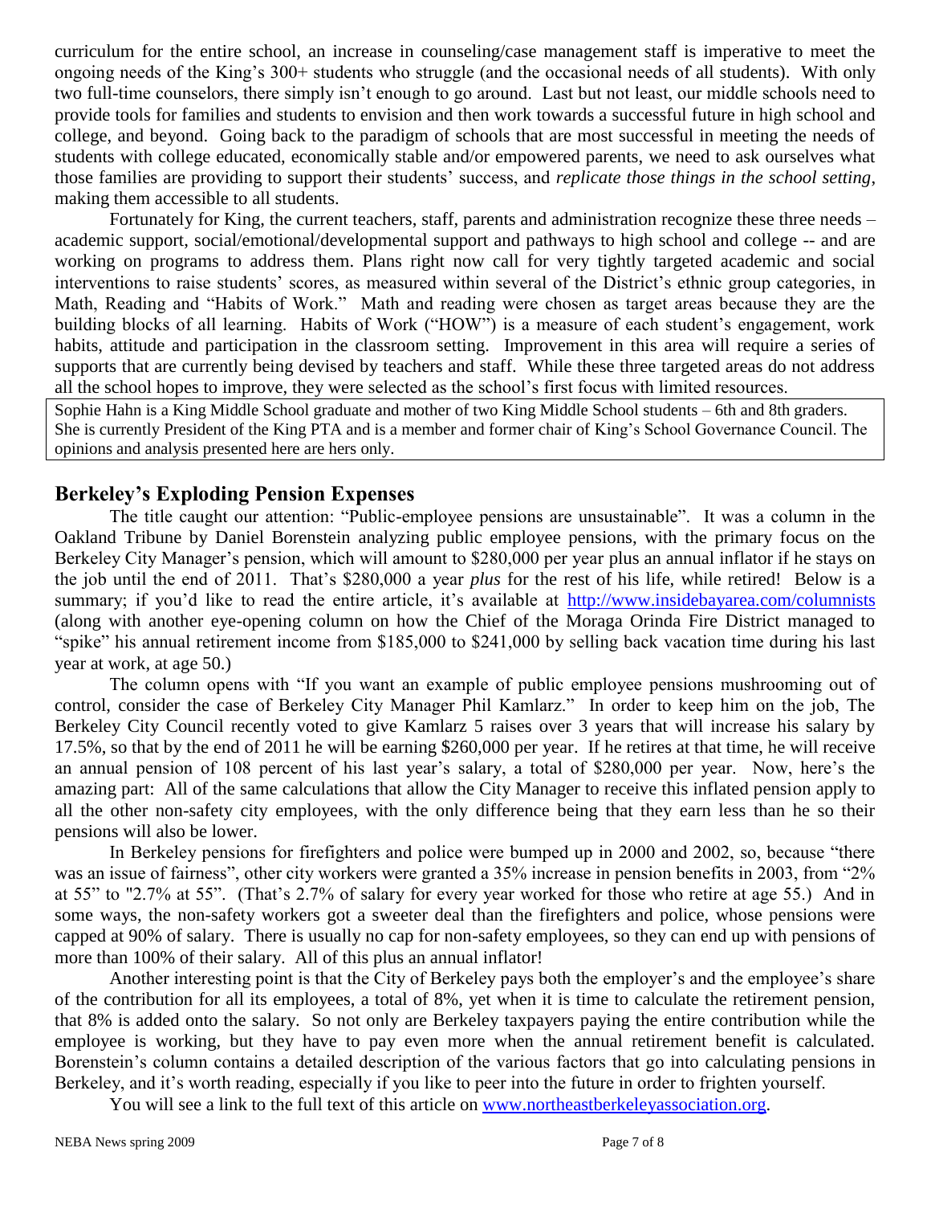curriculum for the entire school, an increase in counseling/case management staff is imperative to meet the ongoing needs of the King's 300+ students who struggle (and the occasional needs of all students). With only two full-time counselors, there simply isn't enough to go around. Last but not least, our middle schools need to provide tools for families and students to envision and then work towards a successful future in high school and college, and beyond. Going back to the paradigm of schools that are most successful in meeting the needs of students with college educated, economically stable and/or empowered parents, we need to ask ourselves what those families are providing to support their students' success, and *replicate those things in the school setting*, making them accessible to all students.

Fortunately for King, the current teachers, staff, parents and administration recognize these three needs – academic support, social/emotional/developmental support and pathways to high school and college -- and are working on programs to address them. Plans right now call for very tightly targeted academic and social interventions to raise students' scores, as measured within several of the District's ethnic group categories, in Math, Reading and "Habits of Work." Math and reading were chosen as target areas because they are the building blocks of all learning. Habits of Work ("HOW") is a measure of each student's engagement, work habits, attitude and participation in the classroom setting. Improvement in this area will require a series of supports that are currently being devised by teachers and staff. While these three targeted areas do not address all the school hopes to improve, they were selected as the school's first focus with limited resources.

Sophie Hahn is a King Middle School graduate and mother of two King Middle School students – 6th and 8th graders. She is currently President of the King PTA and is a member and former chair of King's School Governance Council. The opinions and analysis presented here are hers only.

## Berkeley's Exploding Pension Expenses

The title caught our attention: "Public-employee pensions are unsustainable". It was a column in the Oakland Tribune by Daniel Borenstein analyzing public employee pensions, with the primary focus on the Berkeley City Manager's pension, which will amount to $280,000 per year plus an annual inflator if he stays on the job until the end of 2011. That's $280,000 a year *plus* for the rest of his life, while retired! Below is a summary; if you'd like to read the entire article, it's available at http://www.insidebayarea.com/columnists (along with another eye-opening column on how the Chief of the Moraga Orinda Fire District managed to "spike" his annual retirement income from $185,000 to $241,000 by selling back vacation time during his last year at work, at age 50.)

The column opens with "If you want an example of public employee pensions mushrooming out of control, consider the case of Berkeley City Manager Phil Kamlarz." In order to keep him on the job, The Berkeley City Council recently voted to give Kamlarz 5 raises over 3 years that will increase his salary by 17.5%, so that by the end of 2011 he will be earning $260,000 per year. If he retires at that time, he will receive an annual pension of 108 percent of his last year's salary, a total of $280,000 per year. Now, here's the amazing part: All of the same calculations that allow the City Manager to receive this inflated pension apply to all the other non-safety city employees, with the only difference being that they earn less than he so their pensions will also be lower.

In Berkeley pensions for firefighters and police were bumped up in 2000 and 2002, so, because "there was an issue of fairness", other city workers were granted a 35% increase in pension benefits in 2003, from "2% at 55" to "2.7% at 55". (That's 2.7% of salary for every year worked for those who retire at age 55.) And in some ways, the non-safety workers got a sweeter deal than the firefighters and police, whose pensions were capped at 90% of salary. There is usually no cap for non-safety employees, so they can end up with pensions of more than 100% of their salary. All of this plus an annual inflator!

Another interesting point is that the City of Berkeley pays both the employer's and the employee's share of the contribution for all its employees, a total of 8%, yet when it is time to calculate the retirement pension, that 8% is added onto the salary. So not only are Berkeley taxpayers paying the entire contribution while the employee is working, but they have to pay even more when the annual retirement benefit is calculated. Borenstein's column contains a detailed description of the various factors that go into calculating pensions in Berkeley, and it's worth reading, especially if you like to peer into the future in order to frighten yourself.

You will see a link to the full text of this article on www.northeastberkeleyassociation.org.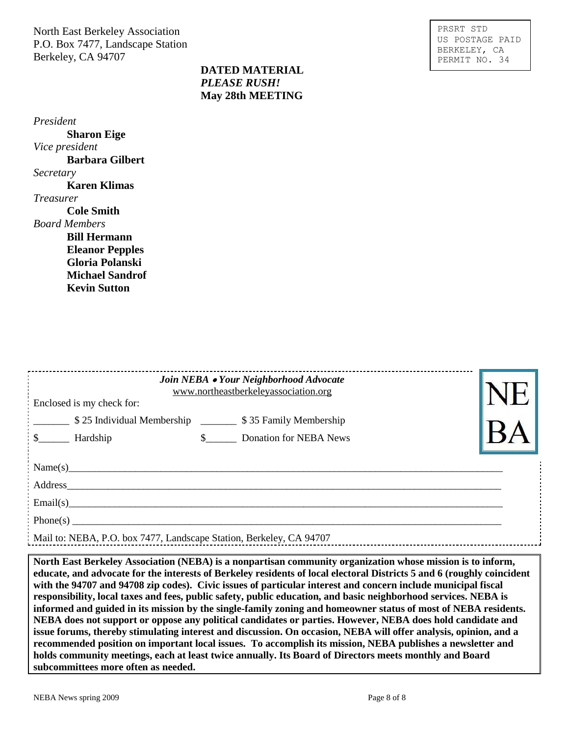North East Berkeley Association
P.O. Box 7477, Landscape Station
Berkeley, CA 94707

PRSRT STD
US POSTAGE PAID
BERKELEY, CA
PERMIT NO. 34

**DATED MATERIAL**
***PLEASE RUSH!***
**May 28th MEETING**

*President*
**Sharon Eige**
*Vice president*
**Barbara Gilbert**
*Secretary*
**Karen Klimas**
*Treasurer*
**Cole Smith**
*Board Members*
**Bill Hermann**
**Eleanor Pepples**
**Gloria Polanski**
**Michael Sandrof**
**Kevin Sutton**

***Join NEBA • Your Neighborhood Advocate***
www.northeastberkeleyassociation.org

NE
BA

Enclosed is my check for:

_______ $ 25 Individual Membership _______ $ 35 Family Membership

$______ Hardship $______ Donation for NEBA News

Name(s)________________________________________________________________________________

Address________________________________________________________________________________

Email(s)________________________________________________________________________________

Phone(s) ________________________________________________________________________________

Mail to: NEBA, P.O. box 7477, Landscape Station, Berkeley, CA 94707

**North East Berkeley Association (NEBA) is a nonpartisan community organization whose mission is to inform, educate, and advocate for the interests of Berkeley residents of local electoral Districts 5 and 6 (roughly coincident with the 94707 and 94708 zip codes). Civic issues of particular interest and concern include municipal fiscal responsibility, local taxes and fees, public safety, public education, and basic neighborhood services. NEBA is informed and guided in its mission by the single-family zoning and homeowner status of most of NEBA residents. NEBA does not support or oppose any political candidates or parties. However, NEBA does hold candidate and issue forums, thereby stimulating interest and discussion. On occasion, NEBA will offer analysis, opinion, and a recommended position on important local issues. To accomplish its mission, NEBA publishes a newsletter and holds community meetings, each at least twice annually. Its Board of Directors meets monthly and Board subcommittees more often as needed.**